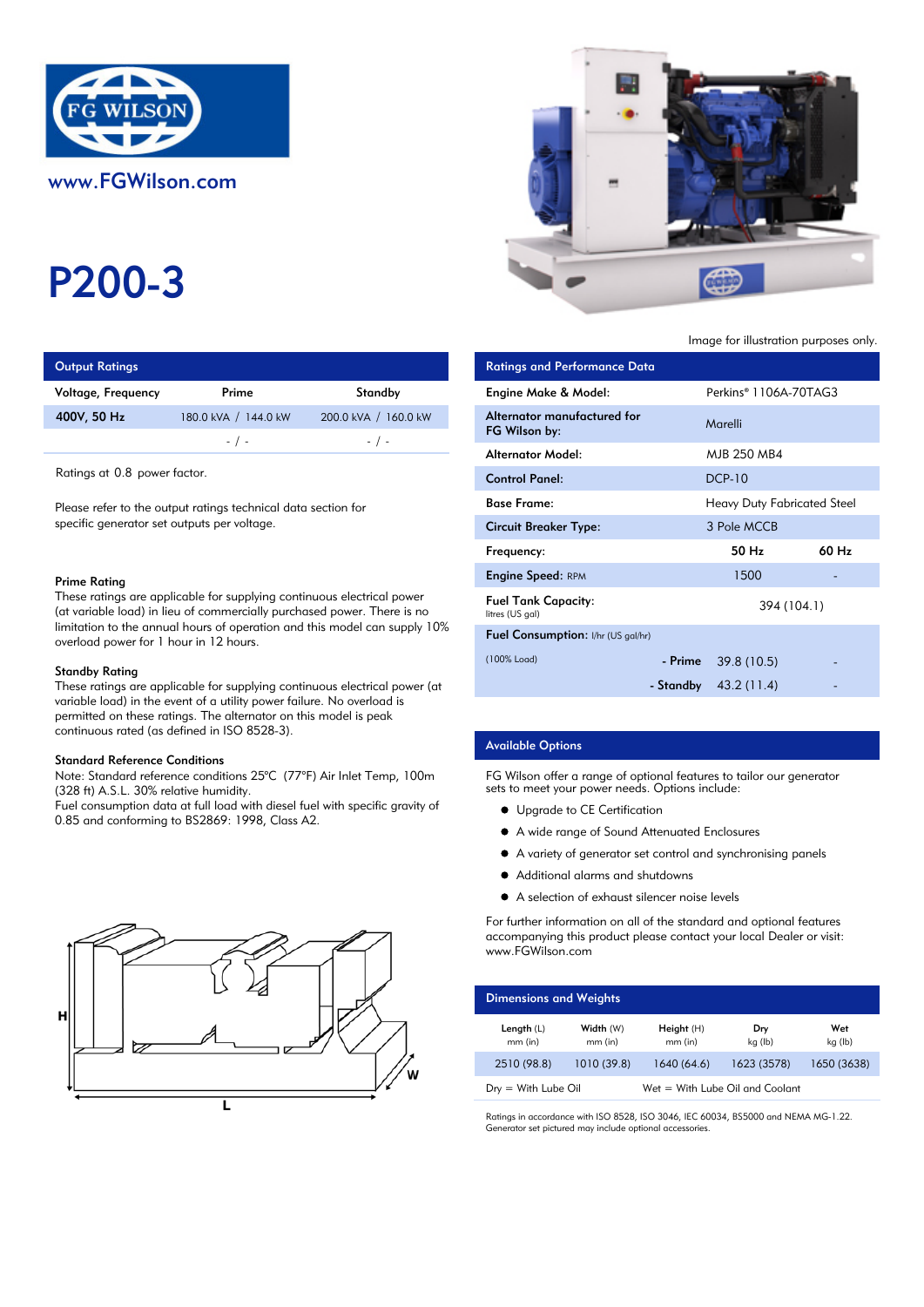www.FGWilson.com

# P200-3

Image for illustration purposes only.

## Output Ratings

| Voltage, Frequency | Prime | Standby |
|---|---|---|
| 400V, 50 Hz | 180.0 kVA / 144.0 kW | 200.0 kVA / 160.0 kW |
| | - / - | - / - |

Ratings at 0.8 power factor.

Please refer to the output ratings technical data section for specific generator set outputs per voltage.

**Prime Rating**
These ratings are applicable for supplying continuous electrical power (at variable load) in lieu of commercially purchased power. There is no limitation to the annual hours of operation and this model can supply 10% overload power for 1 hour in 12 hours.

**Standby Rating**
These ratings are applicable for supplying continuous electrical power (at variable load) in the event of a utility power failure. No overload is permitted on these ratings. The alternator on this model is peak continuous rated (as defined in ISO 8528-3).

**Standard Reference Conditions**
Note: Standard reference conditions 25°C (77°F) Air Inlet Temp, 100m (328 ft) A.S.L. 30% relative humidity.
Fuel consumption data at full load with diesel fuel with specific gravity of 0.85 and conforming to BS2869: 1998, Class A2.

## Ratings and Performance Data

| | | |
|---|---|---|
| Engine Make & Model: | Perkins® 1106A-70TAG3 | |
| Alternator manufactured for FG Wilson by: | Marelli | |
| Alternator Model: | MJB 250 MB4 | |
| Control Panel: | DCP-10 | |
| Base Frame: | Heavy Duty Fabricated Steel | |
| Circuit Breaker Type: | 3 Pole MCCB | |
| Frequency: | 50 Hz | 60 Hz |
| Engine Speed: RPM | 1500 | - |
| Fuel Tank Capacity: litres (US gal) | 394 (104.1) | |
| Fuel Consumption: l/hr (US gal/hr) | | |
| (100% Load) - Prime | 39.8 (10.5) | - |
| - Standby | 43.2 (11.4) | - |

## Available Options

FG Wilson offer a range of optional features to tailor our generator sets to meet your power needs. Options include:

- Upgrade to CE Certification
- A wide range of Sound Attenuated Enclosures
- A variety of generator set control and synchronising panels
- Additional alarms and shutdowns
- A selection of exhaust silencer noise levels

For further information on all of the standard and optional features accompanying this product please contact your local Dealer or visit: www.FGWilson.com

## Dimensions and Weights

| Length (L) mm (in) | Width (W) mm (in) | Height (H) mm (in) | Dry kg (lb) | Wet kg (lb) |
|---|---|---|---|---|
| 2510 (98.8) | 1010 (39.8) | 1640 (64.6) | 1623 (3578) | 1650 (3638) |

Dry = With Lube Oil    Wet = With Lube Oil and Coolant

Ratings in accordance with ISO 8528, ISO 3046, IEC 60034, BS5000 and NEMA MG-1.22.
Generator set pictured may include optional accessories.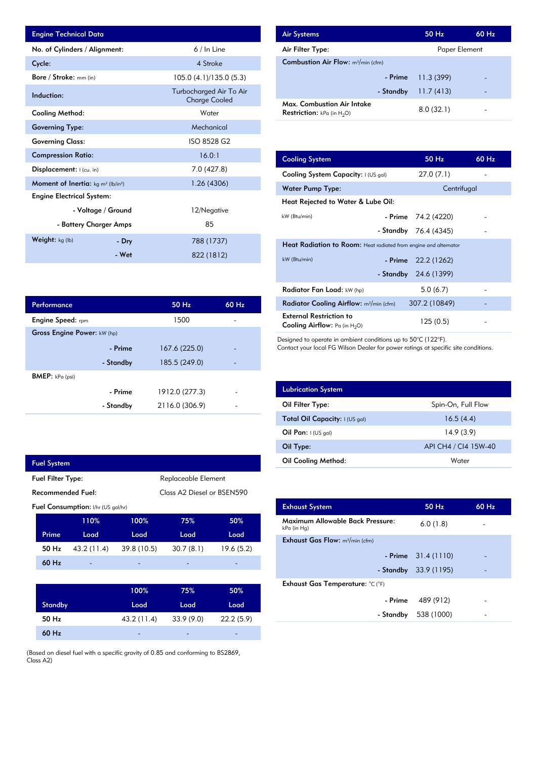## Engine Technical Data

| Engine Technical Data | | |
|---|---|---|
| No. of Cylinders / Alignment: | | 6 / In Line |
| Cycle: | | 4 Stroke |
| Bore / Stroke: mm (in) | | 105.0 (4.1)/135.0 (5.3) |
| Induction: | | Turbocharged Air To Air Charge Cooled |
| Cooling Method: | | Water |
| Governing Type: | | Mechanical |
| Governing Class: | | ISO 8528 G2 |
| Compression Ratio: | | 16.0:1 |
| Displacement: l (cu. in) | | 7.0 (427.8) |
| Moment of Inertia: kg m² (lb/in²) | | 1.26 (4306) |
| Engine Electrical System: | | |
| | - Voltage / Ground | 12/Negative |
| | - Battery Charger Amps | 85 |
| Weight: kg (lb) | - Dry | 788 (1737) |
| | - Wet | 822 (1812) |

## Performance

| Performance | | 50 Hz | 60 Hz |
|---|---|---|---|
| Engine Speed: rpm | | 1500 | - |
| Gross Engine Power: kW (hp) | | | |
| | - Prime | 167.6 (225.0) | - |
| | - Standby | 185.5 (249.0) | - |
| BMEP: kPa (psi) | | | |
| | - Prime | 1912.0 (277.3) | - |
| | - Standby | 2116.0 (306.9) | - |

## Fuel System

| Fuel System | |
|---|---|
| Fuel Filter Type: | Replaceable Element |
| Recommended Fuel: | Class A2 Diesel or BSEN590 |

Fuel Consumption: l/hr (US gal/hr)

| Prime | 110% Load | 100% Load | 75% Load | 50% Load |
|---|---|---|---|---|
| 50 Hz | 43.2 (11.4) | 39.8 (10.5) | 30.7 (8.1) | 19.6 (5.2) |
| 60 Hz | - | - | - | - |

| Standby | 100% Load | 75% Load | 50% Load |
|---|---|---|---|
| 50 Hz | 43.2 (11.4) | 33.9 (9.0) | 22.2 (5.9) |
| 60 Hz | - | - | - |

(Based on diesel fuel with a specific gravity of 0.85 and conforming to BS2869, Class A2)

## Air Systems

| Air Systems | | 50 Hz | 60 Hz |
|---|---|---|---|
| Air Filter Type: | | Paper Element | |
| Combustion Air Flow: m³/min (cfm) | | | |
| | - Prime | 11.3 (399) | - |
| | - Standby | 11.7 (413) | - |
| Max. Combustion Air Intake Restriction: kPa (in $H_2O$) | | 8.0 (32.1) | - |

## Cooling System

| Cooling System | | 50 Hz | 60 Hz |
|---|---|---|---|
| Cooling System Capacity: l (US gal) | | 27.0 (7.1) | - |
| Water Pump Type: | | Centrifugal | |
| Heat Rejected to Water & Lube Oil: | | | |
| kW (Btu/min) | - Prime | 74.2 (4220) | - |
| | - Standby | 76.4 (4345) | - |
| Heat Radiation to Room: Heat radiated from engine and alternator | | | |
| kW (Btu/min) | - Prime | 22.2 (1262) | |
| | - Standby | 24.6 (1399) | |
| Radiator Fan Load: kW (hp) | | 5.0 (6.7) | - |
| Radiator Cooling Airflow: m³/min (cfm) | | 307.2 (10849) | - |
| External Restriction to Cooling Airflow: Pa (in $H_2O$) | | 125 (0.5) | - |

Designed to operate in ambient conditions up to 50°C (122°F).
Contact your local FG Wilson Dealer for power ratings at specific site conditions.

## Lubrication System

| Lubrication System | |
|---|---|
| Oil Filter Type: | Spin-On, Full Flow |
| Total Oil Capacity: l (US gal) | 16.5 (4.4) |
| Oil Pan: l (US gal) | 14.9 (3.9) |
| Oil Type: | API CH4 / CI4 15W-40 |
| Oil Cooling Method: | Water |

## Exhaust System

| Exhaust System | | 50 Hz | 60 Hz |
|---|---|---|---|
| Maximum Allowable Back Pressure: kPa (in Hg) | | 6.0 (1.8) | - |
| Exhaust Gas Flow: m³/min (cfm) | | | |
| | - Prime | 31.4 (1110) | - |
| | - Standby | 33.9 (1195) | - |
| Exhaust Gas Temperature: °C (°F) | | | |
| | - Prime | 489 (912) | - |
| | - Standby | 538 (1000) | - |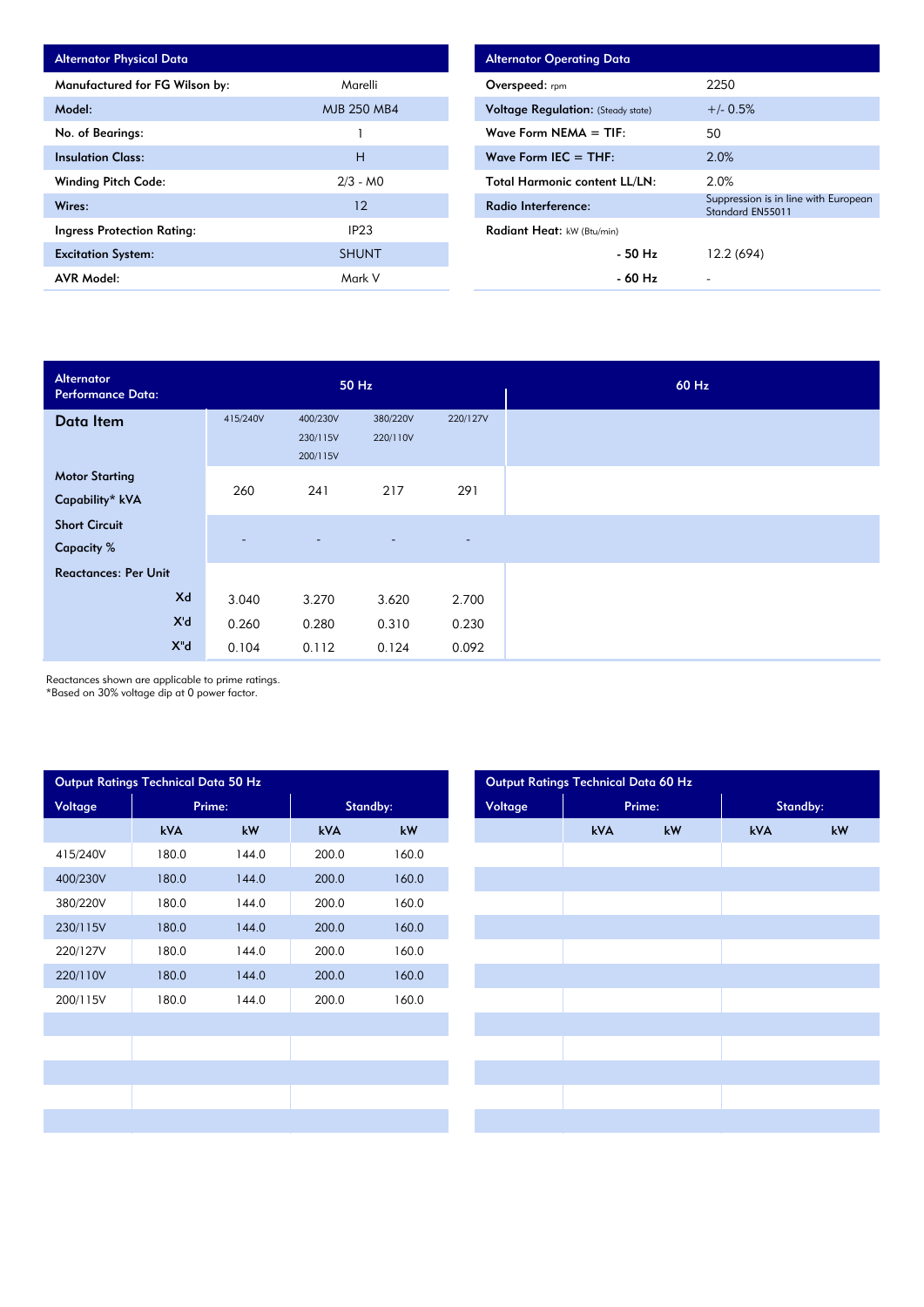| Alternator Physical Data | |
|---|---|
| Manufactured for FG Wilson by: | Marelli |
| Model: | MJB 250 MB4 |
| No. of Bearings: | 1 |
| Insulation Class: | H |
| Winding Pitch Code: | 2/3 - M0 |
| Wires: | 12 |
| Ingress Protection Rating: | IP23 |
| Excitation System: | SHUNT |
| AVR Model: | Mark V |

| Alternator Operating Data | |
|---|---|
| Overspeed: rpm | 2250 |
| Voltage Regulation: (Steady state) | +/- 0.5% |
| Wave Form NEMA = TIF: | 50 |
| Wave Form IEC = THF: | 2.0% |
| Total Harmonic content LL/LN: | 2.0% |
| Radio Interference: | Suppression is in line with European Standard EN55011 |
| Radiant Heat: kW (Btu/min) | |
| - 50 Hz | 12.2 (694) |
| - 60 Hz | - |

| Alternator Performance Data: | 50 Hz | | | | 60 Hz |
|---|---|---|---|---|---|
| Data Item | 415/240V | 400/230V 230/115V 200/115V | 380/220V 220/110V | 220/127V | |
| Motor Starting Capability* kVA | 260 | 241 | 217 | 291 | |
| Short Circuit Capacity % | - | - | - | - | |
| Reactances: Per Unit | | | | | |
| Xd | 3.040 | 3.270 | 3.620 | 2.700 | |
| X'd | 0.260 | 0.280 | 0.310 | 0.230 | |
| X"d | 0.104 | 0.112 | 0.124 | 0.092 | |

Reactances shown are applicable to prime ratings.
*Based on 30% voltage dip at 0 power factor.

| Output Ratings Technical Data 50 Hz | | | | |
|---|---|---|---|---|
| Voltage | Prime: | | Standby: | |
| | kVA | kW | kVA | kW |
| 415/240V | 180.0 | 144.0 | 200.0 | 160.0 |
| 400/230V | 180.0 | 144.0 | 200.0 | 160.0 |
| 380/220V | 180.0 | 144.0 | 200.0 | 160.0 |
| 230/115V | 180.0 | 144.0 | 200.0 | 160.0 |
| 220/127V | 180.0 | 144.0 | 200.0 | 160.0 |
| 220/110V | 180.0 | 144.0 | 200.0 | 160.0 |
| 200/115V | 180.0 | 144.0 | 200.0 | 160.0 |

| Output Ratings Technical Data 60 Hz | | | | |
|---|---|---|---|---|
| Voltage | Prime: | | Standby: | |
| | kVA | kW | kVA | kW |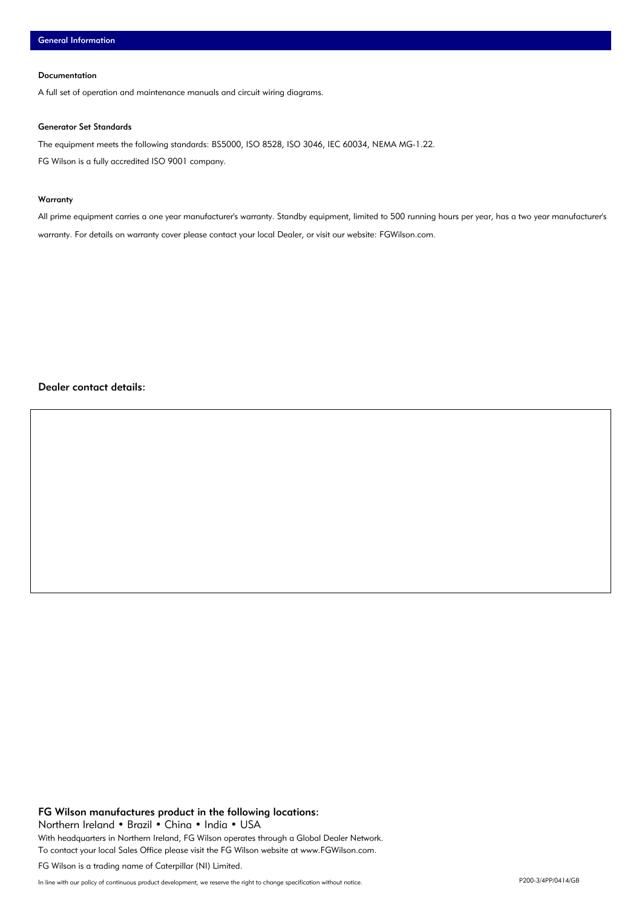## General Information

### Documentation

A full set of operation and maintenance manuals and circuit wiring diagrams.

### Generator Set Standards

The equipment meets the following standards: BS5000, ISO 8528, ISO 3046, IEC 60034, NEMA MG-1.22.

FG Wilson is a fully accredited ISO 9001 company.

### Warranty

All prime equipment carries a one year manufacturer's warranty. Standby equipment, limited to 500 running hours per year, has a two year manufacturer's warranty. For details on warranty cover please contact your local Dealer, or visit our website: FGWilson.com.

### Dealer contact details:

### FG Wilson manufactures product in the following locations:

Northern Ireland • Brazil • China • India • USA

With headquarters in Northern Ireland, FG Wilson operates through a Global Dealer Network.
To contact your local Sales Office please visit the FG Wilson website at www.FGWilson.com.

FG Wilson is a trading name of Caterpillar (NI) Limited.

In line with our policy of continuous product development, we reserve the right to change specification without notice.

P200-3/4PP/0414/GB